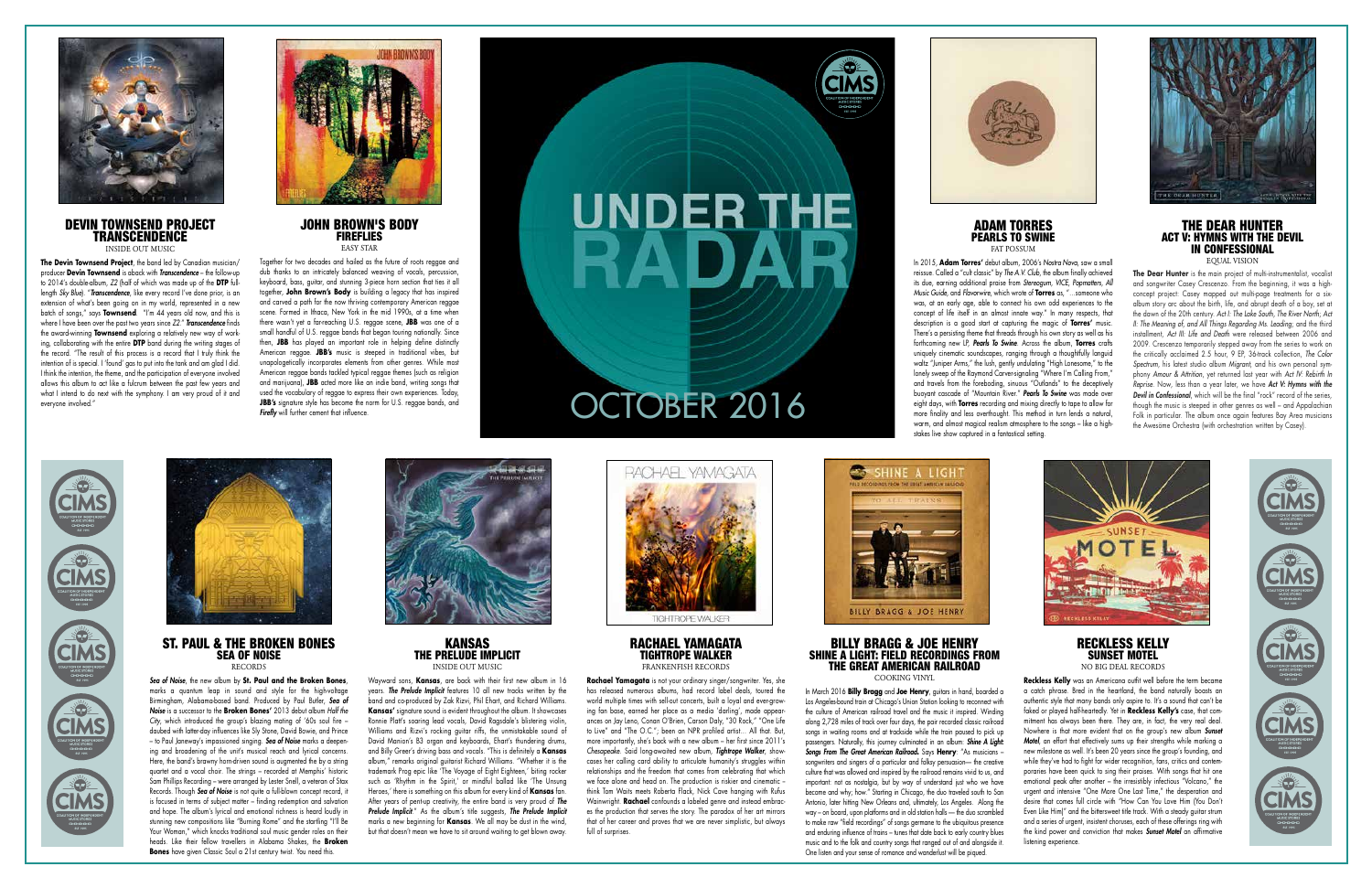# UNDER THE RADAR

# OCTOBER 2016

## DEVIN TOWNSEND PROJECT
### TRANSCENDENCE
INSIDE OUT MUSIC

**The Devin Townsend Project**, the band led by Canadian musician/ producer **Devin Townsend** is back with *Transcendence* – the follow-up to 2014's double-album, *Z2* (half of which was made up of the **DTP** full-length *Sky Blue*). "*Transcendence*, like every record I've done prior, is an extension of what's been going on in my world, represented in a new batch of songs," says **Townsend**. "I'm 44 years old now, and this is where I have been over the past two years since *Z2*." *Transcendence* finds the award-winning **Townsend** exploring a relatively new way of working, collaborating with the entire **DTP** band during the writing stages of the record. "The result of this process is a record that I truly think the intention of is special. I 'found' gas to put into the tank and am glad I did. I think the intention, the theme, and the participation of everyone involved allows this album to act like a fulcrum between the past few years and what I intend to do next with the symphony. I am very proud of it and everyone involved."

## JOHN BROWN'S BODY
### FIREFLIES
EASY STAR

Together for two decades and hailed as the future of roots reggae and dub thanks to an intricately balanced weaving of vocals, percussion, keyboard, bass, guitar, and stunning 3-piece horn section that ties it all together, **John Brown's Body** is building a legacy that has inspired and carved a path for the now thriving contemporary American reggae scene. Formed in Ithaca, New York in the mid 1990s, at a time when there wasn't yet a far-reaching U.S. reggae scene, **JBB** was one of a small handful of U.S. reggae bands that began touring nationally. Since then, **JBB** has played an important role in helping define distinctly American reggae. **JBB's** music is steeped in traditional vibes, but unapologetically incorporates elements from other genres. While most American reggae bands tackled typical reggae themes (such as religion and marijuana), **JBB** acted more like an indie band, writing songs that used the vocabulary of reggae to express their own experiences. Today, **JBB's** signature style has become the norm for U.S. reggae bands, and *Firefly* will further cement that influence.

## ADAM TORRES
### PEARLS TO SWINE
FAT POSSUM

In 2015, **Adam Torres'** debut album, 2006's *Nostra Nova*, saw a small reissue. Called a "cult classic" by *The A.V. Club*, the album finally achieved its due, earning additional praise from *Stereogum*, *VICE*, *Popmatters*, *All Music Guide*, and *Flavorwire*, which wrote of **Torres** as, "...someone who was, at an early age, able to connect his own odd experiences to the concept of life itself in an almost innate way." In many respects, that description is a good start at capturing the magic of **Torres'** music. There's a persisting theme that threads through his own story as well as his forthcoming new LP, *Pearls To Swine*. Across the album, **Torres** crafts uniquely cinematic soundscapes, ranging through a thoughtfully languid waltz "Juniper Arms," the lush, gently undulating "High Lonesome," to the lonely sweep of the Raymond Carver-signaling "Where I'm Calling From," and travels from the foreboding, sinuous "Outlands" to the deceptively buoyant cascade of "Mountain River." *Pearls To Swine* was made over eight days, with **Torres** recording and mixing directly to tape to allow for more finality and less overthought. This method in turn lends a natural, warm, and almost magical realism atmosphere to the songs – like a high-stakes live show captured in a fantastical setting.

## THE DEAR HUNTER
### ACT V: HYMNS WITH THE DEVIL IN CONFESSIONAL
EQUAL VISION

**The Dear Hunter** is the main project of multi-instrumentalist, vocalist and songwriter Casey Crescenzo. From the beginning, it was a high-concept project: Casey mapped out multi-page treatments for a six-album story arc about the birth, life, and abrupt death of a boy, set at the dawn of the 20th century. *Act I: The Lake South, The River North*; *Act II: The Meaning of, and All Things Regarding Ms. Leading*; and the third installment, *Act III: Life and Death* were released between 2006 and 2009. Crescenzo temporarily stepped away from the series to work on the critically acclaimed 2.5 hour, 9 EP, 36-track collection, *The Color Spectrum*, his latest studio album *Migrant*, and his own personal symphony *Amour & Attrition*, yet returned last year with *Act IV: Rebirth In Reprise*. Now, less than a year later, we have *Act V: Hymns with the Devil in Confessional*, which will be the final "rock" record of the series, though the music is steeped in other genres as well – and Appalachian Folk in particular. The album once again features Roy Area musicians the Awesome Orchestra (with orchestration written by Casey).

## ST. PAUL & THE BROKEN BONES
### SEA OF NOISE
RECORDS

*Sea of Noise*, the new album by **St. Paul and the Broken Bones**, marks a quantum leap in sound and style for the high-voltage Birmingham, Alabama-based band. Produced by Paul Butler, *Sea of Noise* is a successor to the **Broken Bones'** 2013 debut album *Half the City*, which introduced the group's blazing mating of '60s soul fire – daubed with latter-day influences like Sly Stone, David Bowie, and Prince – to Paul Janeway's impassioned singing. *Sea of Noise* marks a deepening and broadening of the unit's musical reach and lyrical concerns. Here, the band's brawny horn-driven sound is augmented the by a string quartet and a vocal choir. The strings – recorded at Memphis' historic Sam Phillips Recording – were arranged by Lester Snell, a veteran of Stax Records. Though *Sea of Noise* is not quite a full-blown concept record, it is focused in terms of subject matter – finding redemption and salvation and hope. The album's lyrical and emotional richness is heard loudly in stunning new compositions like "Burning Rome" and the startling "I'll Be Your Woman," which knocks traditional soul music gender roles on their heads. Like their fellow travellers in Alabama Shakes, the **Broken Bones** have given Classic Soul a 21st century twist. You need this.

## KANSAS
### THE PRELUDE IMPLICIT
INSIDE OUT MUSIC

Wayward sons, **Kansas**, are back with their first new album in 16 years. *The Prelude Implicit* features 10 all new tracks written by the band and co-produced by Zak Rizvi, Phil Ehart, and Richard Williams. **Kansas'** signature sound is evident throughout the album. It showcases Ronnie Platt's soaring lead vocals, David Ragsdale's blistering violin, Williams and Rizvi's rocking guitar riffs, the unmistakable sound of David Manion's B3 organ and keyboards, Ehart's thundering drums, and Billy Greer's driving bass and vocals. "This is definitely a **Kansas** album," remarks original guitarist Richard Williams. "Whether it is the trademark Prog epic like 'The Voyage of Eight Eighteen,' biting rocker such as 'Rhythm in the Spirit,' or mindful ballad like 'The Unsung Heroes,' there is something on this album for every kind of **Kansas** fan. After years of pent-up creativity, the entire band is very proud of *The Prelude Implicit*." As the album's title suggests, *The Prelude Implicit* marks a new beginning for **Kansas**. We all may be dust in the wind, but that doesn't mean we have to sit around waiting to get blown away.

## RACHAEL YAMAGATA
### TIGHTROPE WALKER
FRANKENFISH RECORDS

**Rachael Yamagata** is not your ordinary singer/songwriter. Yes, she has released numerous albums, had record label deals, toured the world multiple times with sell-out concerts, built a loyal and ever-growing fan base, earned her place as a media 'darling', made appearances on Jay Leno, Conan O'Brien, Carson Daly, "30 Rock," "One Life to Live" and "The O.C."; been an NPR profiled artist... All that. But, more importantly, she's back with a new album – her first since 2011's *Chesapeake*. Said long-awaited new album, *Tightrope Walker*, showcases her calling card ability to articulate humanity's struggles within relationships and the freedom that comes from celebrating that which we face alone and head on. The production is riskier and cinematic – think Tom Waits meets Roberta Flack, Nick Cave hanging with Rufus Wainwright. **Rachael** confounds a labeled genre and instead embraces the production that serves the story. The paradox of her art mirrors that of her career and proves that we are never simplistic, but always full of surprises.

## BILLY BRAGG & JOE HENRY
### SHINE A LIGHT: FIELD RECORDINGS FROM THE GREAT AMERICAN RAILROAD
COOKING VINYL

In March 2016 **Billy Bragg** and **Joe Henry**, guitars in hand, boarded a Los Angeles-bound train at Chicago's Union Station looking to reconnect with the culture of American railroad travel and the music it inspired. Winding along 2,728 miles of track over four days, the pair recorded classic railroad songs in waiting rooms and at trackside while the train paused to pick up passengers. Naturally, this journey culminated in an album: *Shine A Light: Songs From The Great American Railroad*. Says **Henry**: "As musicians – songwriters and singers of a particular and folksy persuasion— the creative culture that was allowed and inspired by the railroad remains vivid to us, and important: not as nostalgia, but by way of understand just who we have become and why; how." Starting in Chicago, the duo traveled south to San Antonio, later hitting New Orleans and, ultimately, Los Angeles. Along the way – on board, upon platforms and in old station halls — the duo scrambled to make raw "field recordings" of songs germane to the ubiquitous presence and enduring influence of trains – tunes that date back to early country blues music and to the folk and country songs that ranged out of and alongside it. One listen and your sense of romance and wanderlust will be piqued.

## RECKLESS KELLY
### SUNSET MOTEL
NO BIG DEAL RECORDS

**Reckless Kelly** was an Americana outfit well before the term became a catch phrase. Bred in the heartland, the band naturally boasts an authentic style that many bands only aspire to. It's a sound that can't be faked or played half-heartedly. Yet in **Reckless Kelly's** case, that commitment has always been there. They are, in fact, the very real deal. Nowhere is that more evident that on the group's new album *Sunset Motel*, an effort that effectively sums up their strengths while marking a new milestone as well. It's been 20 years since the group's founding, and while they've had to fight for wider recognition, fans, critics and contemporaries have been quick to sing their praises. With songs that hit one emotional peak after another – the irresistibly infectious "Volcano," the urgent and intensive "One More One Last Time," the desperation and desire that comes full circle with "How Can You Love Him (You Don't Even Like Him)" and the bittersweet title track. With a steady guitar strum and a series of urgent, insistent choruses, each of these offerings ring with the kind power and conviction that makes *Sunset Motel* an affirmative listening experience.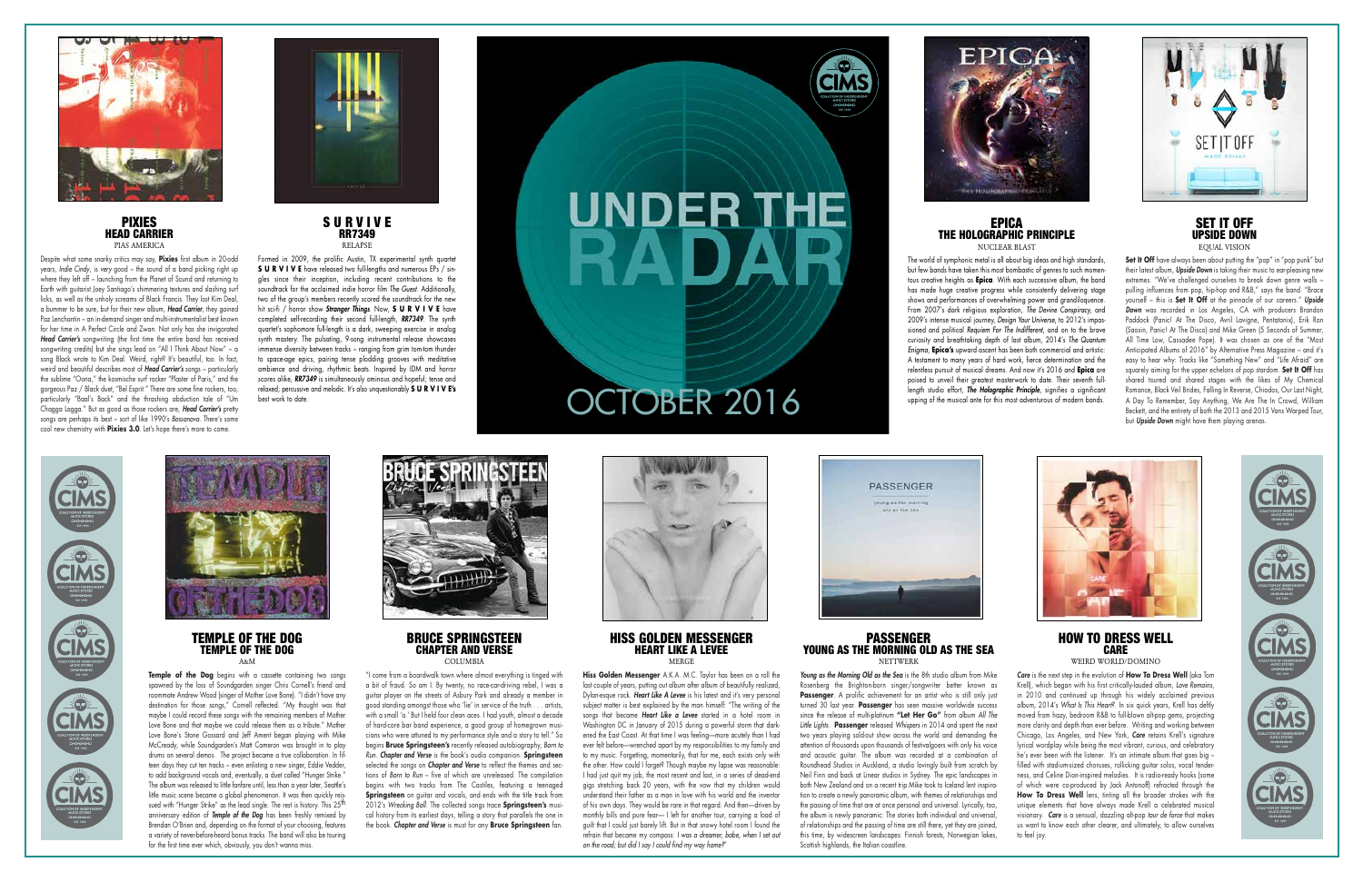# UNDER THE RADAR

# OCTOBER 2016

## PIXIES
### HEAD CARRIER
PIAS AMERICA

Despite what some snarky critics may say, **Pixies** first album in 20-odd years, *Indie Cindy*, is very good – the sound of a band picking right up where they left off – launching from the Planet of Sound and returning to Earth with guitarist Joey Santiago's shimmering textures and slashing surf licks, as well as the unholy screams of Black Francis. They lost Kim Deal, a bummer to be sure, but for their new album, *Head Carrier*, they gained Paz Lenchantin – an in-demand singer and multi-instrumentalist best known for her time in A Perfect Circle and Zwan. Not only has she invigorated *Head Carrier's* songwriting (the first time the entire band has received songwriting credits) but she sings lead on "All I Think About Now" – a song Black wrote to Kim Deal. Weird, right? It's beautiful, too. In fact, weird and beautiful describes most of *Head Carrier's* songs – particularly the sublime "Oona," the kosmische surf rocker "Plaster of Paris," and the gorgeous Paz / Black duet, "Bel Esprit." There are some fine rockers, too, particularly "Baal's Back" and the thrashing abduction tale of "Um Chagga Lagga." But as good as those rockers are, *Head Carrier's* pretty songs are perhaps its best – sort of like 1990's *Bossanova*. There's some cool new chemistry with **Pixies 3.0**. Let's hope there's more to come.

## S U R V I V E
### RR7349
RELAPSE

Formed in 2009, the prolific Austin, TX experimental synth quartet **S U R V I V E** have released two full-lengths and numerous EPs / singles since their inception, including recent contributions to the soundtrack for the acclaimed indie horror film *The Guest*. Additionally, two of the group's members recently scored the soundtrack for the new hit sci-fi / horror show *Stranger Things*. Now, **S U R V I V E** have completed self-recording their second full-length, *RR7349*. The synth quartet's sophomore full-length is a dark, sweeping exercise in analog synth mastery. The pulsating, 9-song instrumental release showcases immense diversity between tracks – ranging from grim tom-tom thunder to space-age epics, pairing tense plodding grooves with meditative ambience and driving, rhythmic beats. Inspired by IDM and horror scores alike, *RR7349* is simultaneously ominous and hopeful; tense and relaxed; percussive and melodic. It's also unquestionably **S U R V I V E's** best work to date.

## EPICA
### THE HOLOGRAPHIC PRINCIPLE
NUCLEAR BLAST

The world of symphonic metal is all about big ideas and high standards, but few bands have taken this most bombastic of genres to such momentous creative heights as **Epica**. With each successive album, the band has made huge creative progress while consistently delivering stage shows and performances of overwhelming power and grandiloquence. From 2007's dark religious exploration, *The Divine Conspiracy*, and 2009's intense musical journey, *Design Your Universe*, to 2012's impassioned and political *Requiem For The Indifferent*, and on to the brave curiosity and breathtaking depth of last album, 2014's *The Quantum Enigma*, **Epica's** upward ascent has been both commercial and artistic: A testament to many years of hard work, fierce determination and the relentless pursuit of musical dreams. And now it's 2016 and **Epica** are poised to unveil their greatest masterwork to date. Their seventh full-length studio effort, *The Holographic Principle*, signifies a significant upping of the musical ante for this most adventurous of modern bands.

## SET IT OFF
### UPSIDE DOWN
EQUAL VISION

**Set It Off** have always been about putting the "pop" in "pop punk" but their latest album, *Upside Down* is taking their music to ear-pleasing new extremes. "We've challenged ourselves to break down genre walls – pulling influences from pop, hip-hop and R&B," says the band. "Brace yourself – this is **Set It Off** at the pinnacle of our careers." *Upside Down* was recorded in Los Angeles, CA with producers Brandon Paddock (Panic! At The Disco, Avril Lavigne, Pentatonix), Erik Ron (Saosin, Panic! At The Disco) and Mike Green (5 Seconds of Summer, All Time Low, Cassadee Pope). It was chosen as one of the "Most Anticipated Albums of 2016" by Alternative Press Magazine – and it's easy to hear why: Tracks like "Something New" and "Life Afraid" are squarely aiming for the upper echelons of pop stardom. **Set It Off** has shared toured and shared stages with the likes of My Chemical Romance, Black Veil Brides, Falling In Reverse, Chiodos, Our Last Night, A Day To Remember, Say Anything, We Are The In Crowd, William Beckett, and the entirety of both the 2013 and 2015 Vans Warped Tour, but *Upside Down* might have them playing arenas.

## TEMPLE OF THE DOG
### TEMPLE OF THE DOG
A&M

**Temple of the Dog** begins with a cassette containing two songs spawned by the loss of Soundgarden singer Chris Cornell's friend and roommate Andrew Wood (singer of Mother Love Bone). "I didn't have any destination for those songs," Cornell reflected. "My thought was that maybe I could record these songs with the remaining members of Mother Love Bone and that maybe we could release them as a tribute." Mother Love Bone's Stone Gossard and Jeff Ament began playing with Mike McCready, while Soundgarden's Matt Cameron was brought in to play drums on several demos. The project became a true collaboration. In fifteen days they cut ten tracks – even enlisting a new singer, Eddie Vedder, to add background vocals and, eventually, a duet called "Hunger Strike." The album was released to little fanfare until, less than a year later, Seattle's little music scene became a global phenomenon. It was then quickly reissued with "Hunger Strike" as the lead single. The rest is history. This 25th anniversary edition of *Temple of the Dog* has been freshly remixed by Brendan O'Brien and, depending on the format of your choosing, features a variety of never-before-heard bonus tracks. The band will also be touring for the first time ever which, obviously, you don't wanna miss.

## BRUCE SPRINGSTEEN
### CHAPTER AND VERSE
COLUMBIA

"I come from a boardwalk town where almost everything is tinged with a bit of fraud. So am I. By twenty, no race-car-driving rebel, I was a guitar player on the streets of Asbury Park and already a member in good standing amongst those who 'lie' in service of the truth . . . artists, with a small 'a.' But I held four clean aces. I had youth, almost a decade of hard-core bar band experience, a good group of homegrown musicians who were attuned to my performance style and a story to tell." So begins **Bruce Springsteen's** recently released autobiography, *Born to Run*. *Chapter and Verse* is the book's audio companion. **Springsteen** selected the songs on *Chapter and Verse* to reflect the themes and sections of *Born to Run* – five of which are unreleased. The compilation begins with two tracks from The Castiles, featuring a teenaged **Springsteen** on guitar and vocals, and ends with the title track from 2012's *Wrecking Ball*. The collected songs trace **Springsteen's** musical history from its earliest days, telling a story that parallels the one in the book. *Chapter and Verse* is must for any **Bruce Springsteen** fan.

## HISS GOLDEN MESSENGER
### HEART LIKE A LEVEE
MERGE

**Hiss Golden Messenger** A.K.A. M.C. Taylor has been on a roll the last couple of years, putting out album after album of beautifully realized, Dylan-esque rock. *Heart Like A Levee* is his latest and it's very personal subject matter is best explained by the man himself: "The writing of the songs that became *Heart Like a Levee* started in a hotel room in Washington DC in January of 2015 during a powerful storm that darkened the East Coast. At that time I was feeling—more acutely than I had ever felt before—wrenched apart by my responsibilities to my family and to my music. Forgetting, momentarily, that for me, each exists only with the other. How could I forget? Though maybe my lapse was reasonable: I had just quit my job, the most recent and last, in a series of dead-end gigs stretching back 20 years, with the vow that my children would understand their father as a man in love with his world and the inventor of his own days. They would be rare in that regard. And then—driven by monthly bills and pure fear— I left for another tour, carrying a load of guilt that I could just barely lift. But in that snowy hotel room I found the refrain that became my compass: *I was a dreamer, babe, when I set out on the road; but did I say I could find my way home?*"

## PASSENGER
### YOUNG AS THE MORNING OLD AS THE SEA
NETTWERK

*Young as the Morning Old as the Sea* is the 8th studio album from Mike Rosenberg the Brighton-born singer/songwriter better known as **Passenger**. A prolific achievement for an artist who is still only just turned 30 last year. **Passenger** has seen massive worldwide success since the release of multi-platinum **"Let Her Go"** from album *All The Little Lights*. **Passenger** released *Whispers* in 2014 and spent the next two years playing sold-out show across the world and demanding the attention of thousands upon thousands of festivalgoers with only his voice and acoustic guitar. The album was recorded at a combination of Roundhead Studios in Auckland, a studio lovingly built from scratch by Neil Finn and back at Linear studios in Sydney. The epic landscapes in both New Zealand and on a recent trip Mike took to Iceland lent inspiration to create a newly panoramic album, with themes of relationships and the passing of time that are at once personal and universal. Lyrically, too, the album is newly panoramic: The stories both individual and universal, of relationships and the passing of time are still there, yet they are joined, this time, by widescreen landscapes: Finnish forests, Norwegian lakes, Scottish highlands, the Italian coastline.

## HOW TO DRESS WELL
### CARE
WEIRD WORLD/DOMINO

*Care* is the next step in the evolution of **How To Dress Well** (aka Tom Krell), which began with his first critically-lauded album, *Love Remains*, in 2010 and continued up through his widely acclaimed previous album, 2014's *What Is This Heart?*. In six quick years, Krell has deftly moved from hazy, bedroom R&B to full-blown alt-pop gems, projecting more clarity and depth than ever before. Writing and working between Chicago, Los Angeles, and New York, *Care* retains Krell's signature lyrical wordplay while being the most vibrant, curious, and celebratory he's ever been with the listener. It's an intimate album that goes big – filled with stadium-sized choruses, rollicking guitar solos, vocal tenderness, and Celine Dion-inspired melodies. It is radio-ready hooks (some of which were co-produced by Jack Antonoff) refracted through the **How To Dress Well** lens, tinting all the broader strokes with the unique elements that have always made Krell a celebrated musical visionary. *Care* is a sensual, dazzling alt-pop *tour de force* that makes us want to know each other clearer, and ultimately, to allow ourselves to feel joy.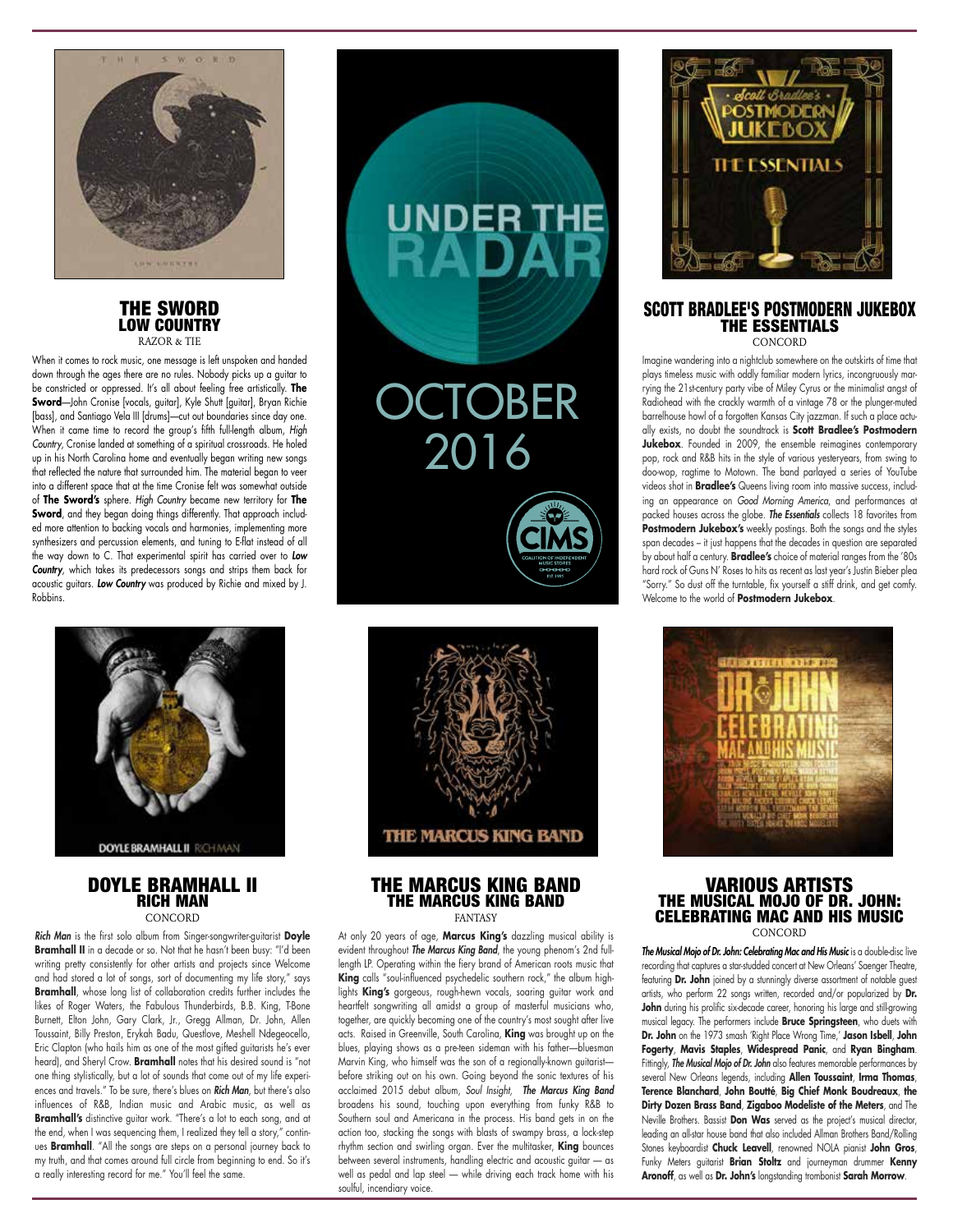# UNDER THE RADAR

# OCTOBER 2016

## THE SWORD
### LOW COUNTRY
RAZOR & TIE

When it comes to rock music, one message is left unspoken and handed down through the ages there are no rules. Nobody picks up a guitar to be constricted or oppressed. It's all about feeling free artistically. **The Sword**—John Cronise [vocals, guitar], Kyle Shutt [guitar], Bryan Richie [bass], and Santiago Vela III [drums]—cut out boundaries since day one. When it came time to record the group's fifth full-length album, *High Country*, Cronise landed at something of a spiritual crossroads. He holed up in his North Carolina home and eventually began writing new songs that reflected the nature that surrounded him. The material began to veer into a different space that at the time Cronise felt was somewhat outside of **The Sword's** sphere. *High Country* became new territory for **The Sword**, and they began doing things differently. That approach included more attention to backing vocals and harmonies, implementing more synthesizers and percussion elements, and tuning to E-flat instead of all the way down to C. That experimental spirit has carried over to ***Low Country***, which takes its predecessors songs and strips them back for acoustic guitars. ***Low Country*** was produced by Richie and mixed by J. Robbins.

## SCOTT BRADLEE'S POSTMODERN JUKEBOX
### THE ESSENTIALS
CONCORD

Imagine wandering into a nightclub somewhere on the outskirts of time that plays timeless music with oddly familiar modern lyrics, incongruously marrying the 21st-century party vibe of Miley Cyrus or the minimalist angst of Radiohead with the crackly warmth of a vintage 78 or the plunger-muted barrelhouse howl of a forgotten Kansas City jazzman. If such a place actually exists, no doubt the soundtrack is **Scott Bradlee's Postmodern Jukebox**. Founded in 2009, the ensemble reimagines contemporary pop, rock and R&B hits in the style of various yesteryears, from swing to doo-wop, ragtime to Motown. The band parlayed a series of YouTube videos shot in **Bradlee's** Queens living room into massive success, including an appearance on *Good Morning America*, and performances at packed houses across the globe. ***The Essentials*** collects 18 favorites from **Postmodern Jukebox's** weekly postings. Both the songs and the styles span decades – it just happens that the decades in question are separated by about half a century. **Bradlee's** choice of material ranges from the '80s hard rock of Guns N' Roses to hits as recent as last year's Justin Bieber plea "Sorry." So dust off the turntable, fix yourself a stiff drink, and get comfy. Welcome to the world of **Postmodern Jukebox**.

## DOYLE BRAMHALL II
### RICH MAN
CONCORD

***Rich Man*** is the first solo album from Singer-songwriter-guitarist **Doyle Bramhall II** in a decade or so. Not that he hasn't been busy: "I'd been writing pretty consistently for other artists and projects since Welcome and had stored a lot of songs, sort of documenting my life story," says **Bramhall**, whose long list of collaboration credits further includes the likes of Roger Waters, the Fabulous Thunderbirds, B.B. King, T-Bone Burnett, Elton John, Gary Clark, Jr., Gregg Allman, Dr. John, Allen Toussaint, Billy Preston, Erykah Badu, Questlove, Meshell Ndegeocello, Eric Clapton (who hails him as one of the most gifted guitarists he's ever heard), and Sheryl Crow. **Bramhall** notes that his desired sound is "not one thing stylistically, but a lot of sounds that come out of my life experiences and travels." To be sure, there's blues on ***Rich Man***, but there's also influences of R&B, Indian music and Arabic music, as well as **Bramhall's** distinctive guitar work. "There's a lot to each song, and at the end, when I was sequencing them, I realized they tell a story," continues **Bramhall**. "All the songs are steps on a personal journey back to my truth, and that comes around full circle from beginning to end. So it's a really interesting record for me." You'll feel the same.

## THE MARCUS KING BAND
### THE MARCUS KING BAND
FANTASY

At only 20 years of age, **Marcus King's** dazzling musical ability is evident throughout ***The Marcus King Band***, the young phenom's 2nd full-length LP. Operating within the fiery brand of American roots music that **King** calls "soul-influenced psychedelic southern rock," the album highlights **King's** gorgeous, rough-hewn vocals, soaring guitar work and heartfelt songwriting all amidst a group of masterful musicians who, together, are quickly becoming one of the country's most sought after live acts. Raised in Greenville, South Carolina, **King** was brought up on the blues, playing shows as a pre-teen sideman with his father—bluesman Marvin King, who himself was the son of a regionally-known guitarist—before striking out on his own. Going beyond the sonic textures of his acclaimed 2015 debut album, *Soul Insight*, ***The Marcus King Band*** broadens his sound, touching upon everything from funky R&B to Southern soul and Americana in the process. His band gets in on the action too, stacking the songs with blasts of swampy brass, a lock-step rhythm section and swirling organ. Ever the multitasker, **King** bounces between several instruments, handling electric and acoustic guitar — as well as pedal and lap steel — while driving each track home with his soulful, incendiary voice.

## VARIOUS ARTISTS
### THE MUSICAL MOJO OF DR. JOHN: CELEBRATING MAC AND HIS MUSIC
CONCORD

***The Musical Mojo of Dr. John: Celebrating Mac and His Music*** is a double-disc live recording that captures a star-studded concert at New Orleans' Saenger Theatre, featuring **Dr. John** joined by a stunningly diverse assortment of notable guest artists, who perform 22 songs written, recorded and/or popularized by **Dr. John** during his prolific six-decade career, honoring his large and still-growing musical legacy. The performers include **Bruce Springsteen**, who duets with **Dr. John** on the 1973 smash 'Right Place Wrong Time,' **Jason Isbell**, **John Fogerty**, **Mavis Staples**, **Widespread Panic**, and **Ryan Bingham**. Fittingly, ***The Musical Mojo of Dr. John*** also features memorable performances by several New Orleans legends, including **Allen Toussaint**, **Irma Thomas**, **Terence Blanchard**, **John Boutté**, **Big Chief Monk Boudreaux**, **the Dirty Dozen Brass Band**, **Zigaboo Modeliste of the Meters**, and The Neville Brothers. Bassist **Don Was** served as the project's musical director, leading an all-star house band that also included Allman Brothers Band/Rolling Stones keyboardist **Chuck Leavell**, renowned NOLA pianist **John Gros**, Funky Meters guitarist **Brian Stoltz** and journeyman drummer **Kenny Aronoff**, as well as **Dr. John's** longstanding trombonist **Sarah Morrow**.